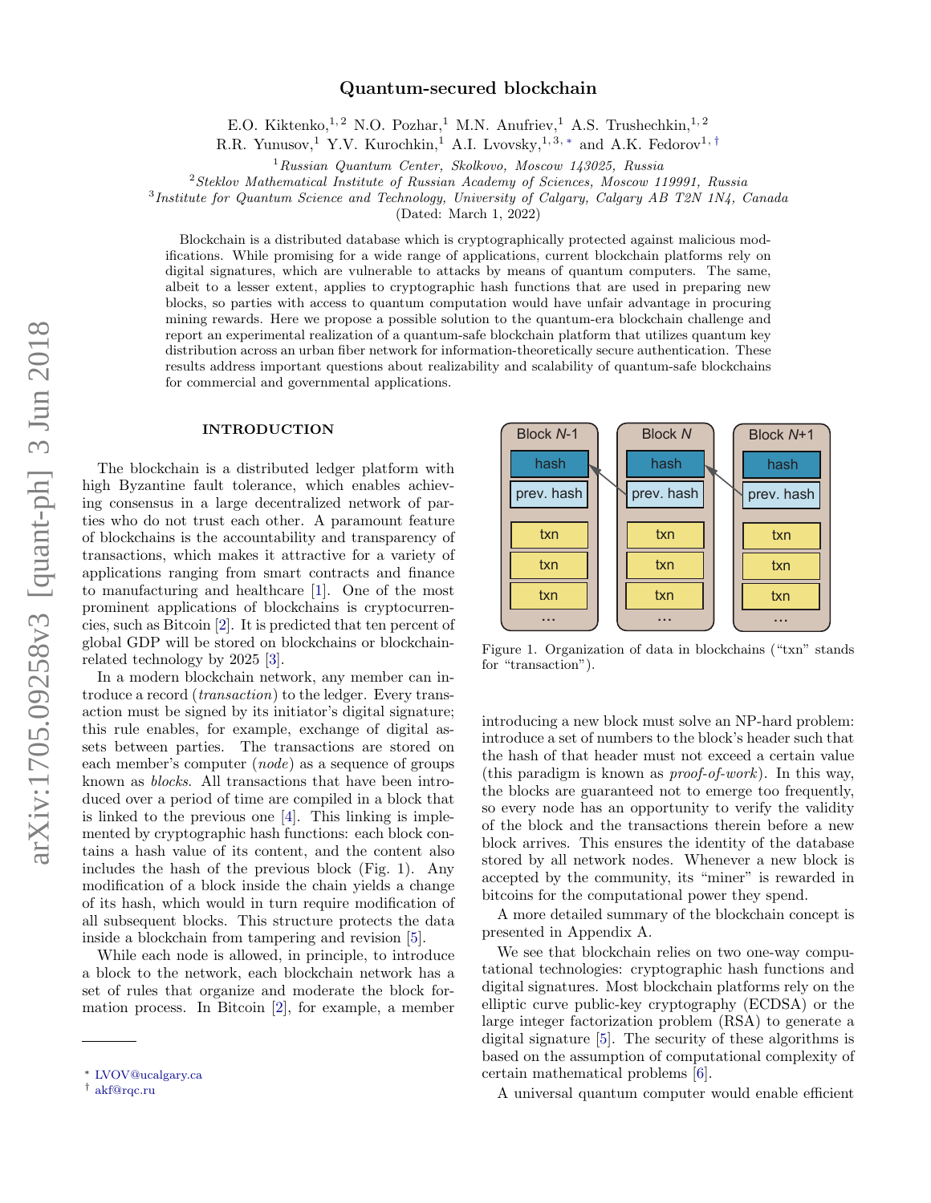# Quantum-secured blockchain

E.O. Kiktenko,[1,2] N.O. Pozhar,[1] M.N. Anufriev,[1] A.S. Trushechkin,[1,2] R.R. Yunusov,[1] Y.V. Kurochkin,[1] A.I. Lvovsky,[1,3,*] and A.K. Fedorov[1,†]

[1] *Russian Quantum Center, Skolkovo, Moscow 143025, Russia*
[2] *Steklov Mathematical Institute of Russian Academy of Sciences, Moscow 119991, Russia*
[3] *Institute for Quantum Science and Technology, University of Calgary, Calgary AB T2N 1N4, Canada*
(Dated: March 1, 2022)

Blockchain is a distributed database which is cryptographically protected against malicious modifications. While promising for a wide range of applications, current blockchain platforms rely on digital signatures, which are vulnerable to attacks by means of quantum computers. The same, albeit to a lesser extent, applies to cryptographic hash functions that are used in preparing new blocks, so parties with access to quantum computation would have unfair advantage in procuring mining rewards. Here we propose a possible solution to the quantum-era blockchain challenge and report an experimental realization of a quantum-safe blockchain platform that utilizes quantum key distribution across an urban fiber network for information-theoretically secure authentication. These results address important questions about realizability and scalability of quantum-safe blockchains for commercial and governmental applications.

## INTRODUCTION

The blockchain is a distributed ledger platform with high Byzantine fault tolerance, which enables achieving consensus in a large decentralized network of parties who do not trust each other. A paramount feature of blockchains is the accountability and transparency of transactions, which makes it attractive for a variety of applications ranging from smart contracts and finance to manufacturing and healthcare [1]. One of the most prominent applications of blockchains is cryptocurrencies, such as Bitcoin [2]. It is predicted that ten percent of global GDP will be stored on blockchains or blockchain-related technology by 2025 [3].

In a modern blockchain network, any member can introduce a record (*transaction*) to the ledger. Every transaction must be signed by its initiator's digital signature; this rule enables, for example, exchange of digital assets between parties. The transactions are stored on each member's computer (*node*) as a sequence of groups known as *blocks*. All transactions that have been introduced over a period of time are compiled in a block that is linked to the previous one [4]. This linking is implemented by cryptographic hash functions: each block contains a hash value of its content, and the content also includes the hash of the previous block (Fig. 1). Any modification of a block inside the chain yields a change of its hash, which would in turn require modification of all subsequent blocks. This structure protects the data inside a blockchain from tampering and revision [5].

While each node is allowed, in principle, to introduce a block to the network, each blockchain network has a set of rules that organize and moderate the block formation process. In Bitcoin [2], for example, a member introducing a new block must solve an NP-hard problem: introduce a set of numbers to the block's header such that the hash of that header must not exceed a certain value (this paradigm is known as *proof-of-work*). In this way, the blocks are guaranteed not to emerge too frequently, so every node has an opportunity to verify the validity of the block and the transactions therein before a new block arrives. This ensures the identity of the database stored by all network nodes. Whenever a new block is accepted by the community, its "miner" is rewarded in bitcoins for the computational power they spend.

Block $N$-1
hash
prev. hash
txn
txn
txn
...

Block $N$
hash
prev. hash
txn
txn
txn
...

Block $N$+1
hash
prev. hash
txn
txn
txn
...

Figure 1. Organization of data in blockchains ("txn" stands for "transaction").

A more detailed summary of the blockchain concept is presented in Appendix A.

We see that blockchain relies on two one-way computational technologies: cryptographic hash functions and digital signatures. Most blockchain platforms rely on the elliptic curve public-key cryptography (ECDSA) or the large integer factorization problem (RSA) to generate a digital signature [5]. The security of these algorithms is based on the assumption of computational complexity of certain mathematical problems [6].

A universal quantum computer would enable efficient

* LVOV@ucalgary.ca
† akf@rqc.ru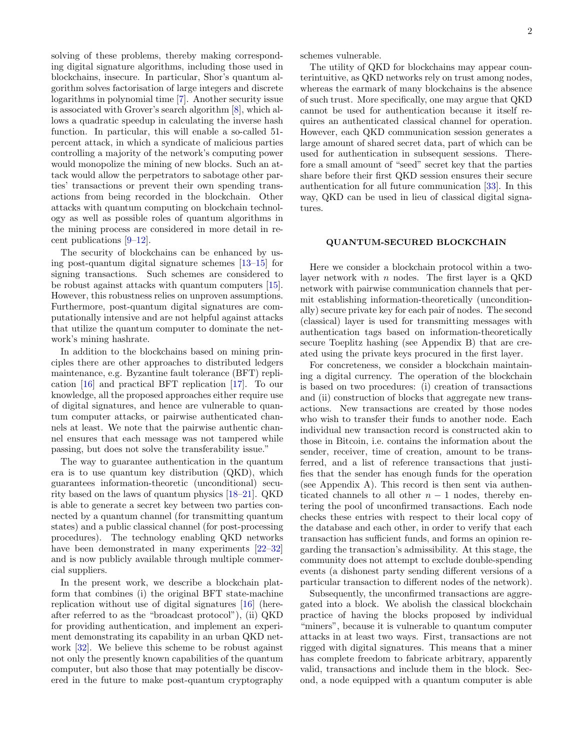solving of these problems, thereby making corresponding digital signature algorithms, including those used in blockchains, insecure. In particular, Shor's quantum algorithm solves factorisation of large integers and discrete logarithms in polynomial time [7]. Another security issue is associated with Grover's search algorithm [8], which allows a quadratic speedup in calculating the inverse hash function. In particular, this will enable a so-called 51-percent attack, in which a syndicate of malicious parties controlling a majority of the network's computing power would monopolize the mining of new blocks. Such an attack would allow the perpetrators to sabotage other parties' transactions or prevent their own spending transactions from being recorded in the blockchain. Other attacks with quantum computing on blockchain technology as well as possible roles of quantum algorithms in the mining process are considered in more detail in recent publications [9–12].

The security of blockchains can be enhanced by using post-quantum digital signature schemes [13–15] for signing transactions. Such schemes are considered to be robust against attacks with quantum computers [15]. However, this robustness relies on unproven assumptions. Furthermore, post-quantum digital signatures are computationally intensive and are not helpful against attacks that utilize the quantum computer to dominate the network's mining hashrate.

In addition to the blockchains based on mining principles there are other approaches to distributed ledgers maintenance, e.g. Byzantine fault tolerance (BFT) replication [16] and practical BFT replication [17]. To our knowledge, all the proposed approaches either require use of digital signatures, and hence are vulnerable to quantum computer attacks, or pairwise authenticated channels at least. We note that the pairwise authentic channel ensures that each message was not tampered while passing, but does not solve the transferability issue."

The way to guarantee authentication in the quantum era is to use quantum key distribution (QKD), which guarantees information-theoretic (unconditional) security based on the laws of quantum physics [18–21]. QKD is able to generate a secret key between two parties connected by a quantum channel (for transmitting quantum states) and a public classical channel (for post-processing procedures). The technology enabling QKD networks have been demonstrated in many experiments [22–32] and is now publicly available through multiple commercial suppliers.

In the present work, we describe a blockchain platform that combines (i) the original BFT state-machine replication without use of digital signatures [16] (hereafter referred to as the "broadcast protocol"), (ii) QKD for providing authentication, and implement an experiment demonstrating its capability in an urban QKD network [32]. We believe this scheme to be robust against not only the presently known capabilities of the quantum computer, but also those that may potentially be discovered in the future to make post-quantum cryptography schemes vulnerable.

The utility of QKD for blockchains may appear counterintuitive, as QKD networks rely on trust among nodes, whereas the earmark of many blockchains is the absence of such trust. More specifically, one may argue that QKD cannot be used for authentication because it itself requires an authenticated classical channel for operation. However, each QKD communication session generates a large amount of shared secret data, part of which can be used for authentication in subsequent sessions. Therefore a small amount of "seed" secret key that the parties share before their first QKD session ensures their secure authentication for all future communication [33]. In this way, QKD can be used in lieu of classical digital signatures.

## QUANTUM-SECURED BLOCKCHAIN

Here we consider a blockchain protocol within a two-layer network with $n$ nodes. The first layer is a QKD network with pairwise communication channels that permit establishing information-theoretically (unconditionally) secure private key for each pair of nodes. The second (classical) layer is used for transmitting messages with authentication tags based on information-theoretically secure Toeplitz hashing (see Appendix B) that are created using the private keys procured in the first layer.

For concreteness, we consider a blockchain maintaining a digital currency. The operation of the blockchain is based on two procedures: (i) creation of transactions and (ii) construction of blocks that aggregate new transactions. New transactions are created by those nodes who wish to transfer their funds to another node. Each individual new transaction record is constructed akin to those in Bitcoin, i.e. contains the information about the sender, receiver, time of creation, amount to be transferred, and a list of reference transactions that justifies that the sender has enough funds for the operation (see Appendix A). This record is then sent via authenticated channels to all other $n-1$ nodes, thereby entering the pool of unconfirmed transactions. Each node checks these entries with respect to their local copy of the database and each other, in order to verify that each transaction has sufficient funds, and forms an opinion regarding the transaction's admissibility. At this stage, the community does not attempt to exclude double-spending events (a dishonest party sending different versions of a particular transaction to different nodes of the network).

Subsequently, the unconfirmed transactions are aggregated into a block. We abolish the classical blockchain practice of having the blocks proposed by individual "miners", because it is vulnerable to quantum computer attacks in at least two ways. First, transactions are not rigged with digital signatures. This means that a miner has complete freedom to fabricate arbitrary, apparently valid, transactions and include them in the block. Second, a node equipped with a quantum computer is able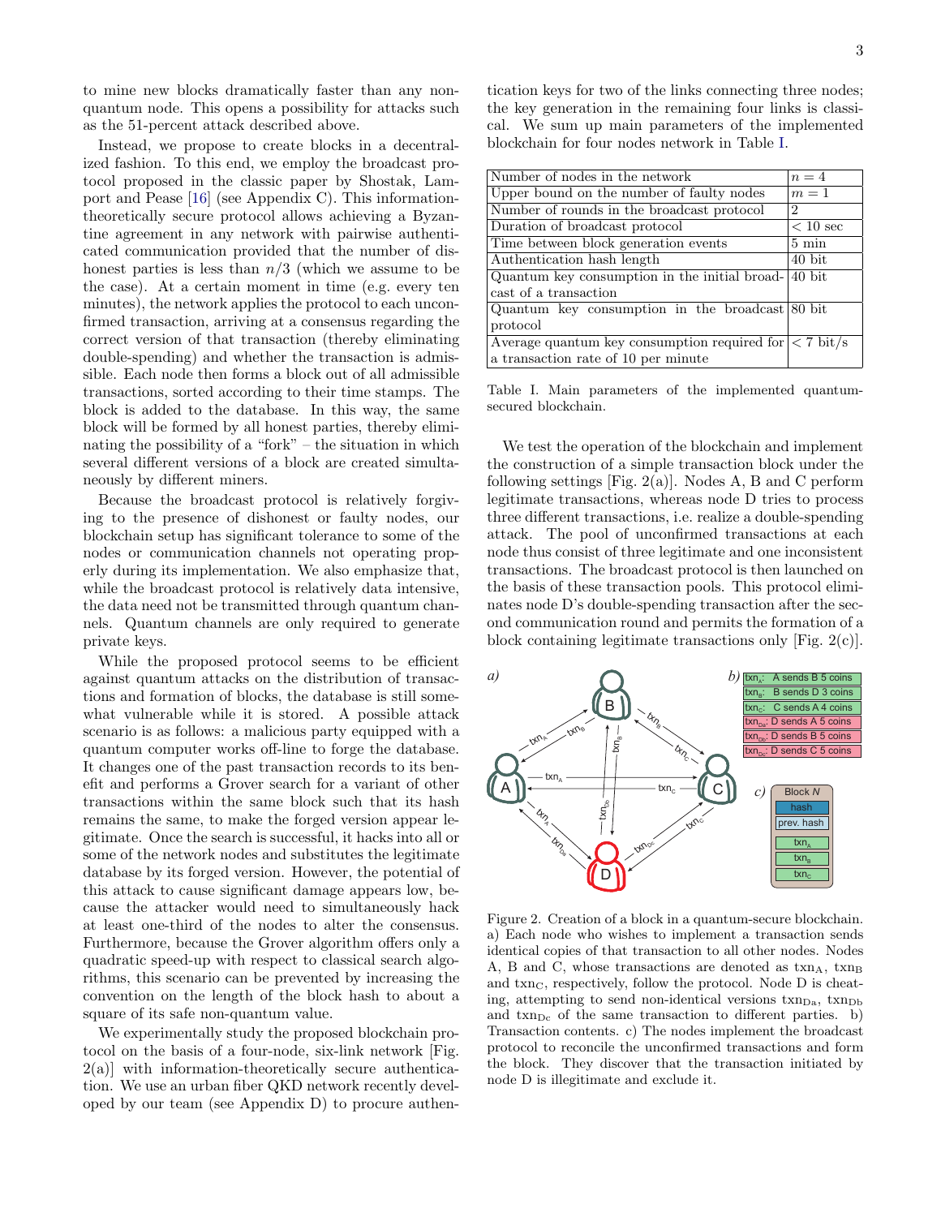to mine new blocks dramatically faster than any non-quantum node. This opens a possibility for attacks such as the 51-percent attack described above.

Instead, we propose to create blocks in a decentralized fashion. To this end, we employ the broadcast protocol proposed in the classic paper by Shostak, Lamport and Pease [16] (see Appendix C). This information-theoretically secure protocol allows achieving a Byzantine agreement in any network with pairwise authenticated communication provided that the number of dishonest parties is less than $n/3$ (which we assume to be the case). At a certain moment in time (e.g. every ten minutes), the network applies the protocol to each unconfirmed transaction, arriving at a consensus regarding the correct version of that transaction (thereby eliminating double-spending) and whether the transaction is admissible. Each node then forms a block out of all admissible transactions, sorted according to their time stamps. The block is added to the database. In this way, the same block will be formed by all honest parties, thereby eliminating the possibility of a "fork" – the situation in which several different versions of a block are created simultaneously by different miners.

Because the broadcast protocol is relatively forgiving to the presence of dishonest or faulty nodes, our blockchain setup has significant tolerance to some of the nodes or communication channels not operating properly during its implementation. We also emphasize that, while the broadcast protocol is relatively data intensive, the data need not be transmitted through quantum channels. Quantum channels are only required to generate private keys.

While the proposed protocol seems to be efficient against quantum attacks on the distribution of transactions and formation of blocks, the database is still somewhat vulnerable while it is stored. A possible attack scenario is as follows: a malicious party equipped with a quantum computer works off-line to forge the database. It changes one of the past transaction records to its benefit and performs a Grover search for a variant of other transactions within the same block such that its hash remains the same, to make the forged version appear legitimate. Once the search is successful, it hacks into all or some of the network nodes and substitutes the legitimate database by its forged version. However, the potential of this attack to cause significant damage appears low, because the attacker would need to simultaneously hack at least one-third of the nodes to alter the consensus. Furthermore, because the Grover algorithm offers only a quadratic speed-up with respect to classical search algorithms, this scenario can be prevented by increasing the convention on the length of the block hash to about a square of its safe non-quantum value.

We experimentally study the proposed blockchain protocol on the basis of a four-node, six-link network [Fig. 2(a)] with information-theoretically secure authentication. We use an urban fiber QKD network recently developed by our team (see Appendix D) to procure authentication keys for two of the links connecting three nodes; the key generation in the remaining four links is classical. We sum up main parameters of the implemented blockchain for four nodes network in Table I.

| | |
|---|---|
| Number of nodes in the network | $n = 4$ |
| Upper bound on the number of faulty nodes | $m = 1$ |
| Number of rounds in the broadcast protocol | 2 |
| Duration of broadcast protocol | < 10 sec |
| Time between block generation events | 5 min |
| Authentication hash length | 40 bit |
| Quantum key consumption in the initial broadcast of a transaction | 40 bit |
| Quantum key consumption in the broadcast protocol | 80 bit |
| Average quantum key consumption required for a transaction rate of 10 per minute | < 7 bit/s |

Table I. Main parameters of the implemented quantum-secured blockchain.

We test the operation of the blockchain and implement the construction of a simple transaction block under the following settings [Fig. 2(a)]. Nodes A, B and C perform legitimate transactions, whereas node D tries to process three different transactions, i.e. realize a double-spending attack. The pool of unconfirmed transactions at each node thus consist of three legitimate and one inconsistent transactions. The broadcast protocol is then launched on the basis of these transaction pools. This protocol eliminates node D's double-spending transaction after the second communication round and permits the formation of a block containing legitimate transactions only [Fig. 2(c)].

a)
b)
$txn_A$: A sends B 5 coins
$txn_B$: B sends D 3 coins
$txn_C$: C sends A 4 coins
$txn_{Da}$: D sends A 5 coins
$txn_{Db}$: D sends B 5 coins
$txn_{Dc}$: D sends C 5 coins
c)
Block N
hash
prev. hash
$txn_A$
$txn_B$
$txn_C$

Figure 2. Creation of a block in a quantum-secure blockchain. a) Each node who wishes to implement a transaction sends identical copies of that transaction to all other nodes. Nodes A, B and C, whose transactions are denoted as $txn_A$, $txn_B$ and $txn_C$, respectively, follow the protocol. Node D is cheating, attempting to send non-identical versions $txn_{Da}$, $txn_{Db}$ and $txn_{Dc}$ of the same transaction to different parties. b) Transaction contents. c) The nodes implement the broadcast protocol to reconcile the unconfirmed transactions and form the block. They discover that the transaction initiated by node D is illegitimate and exclude it.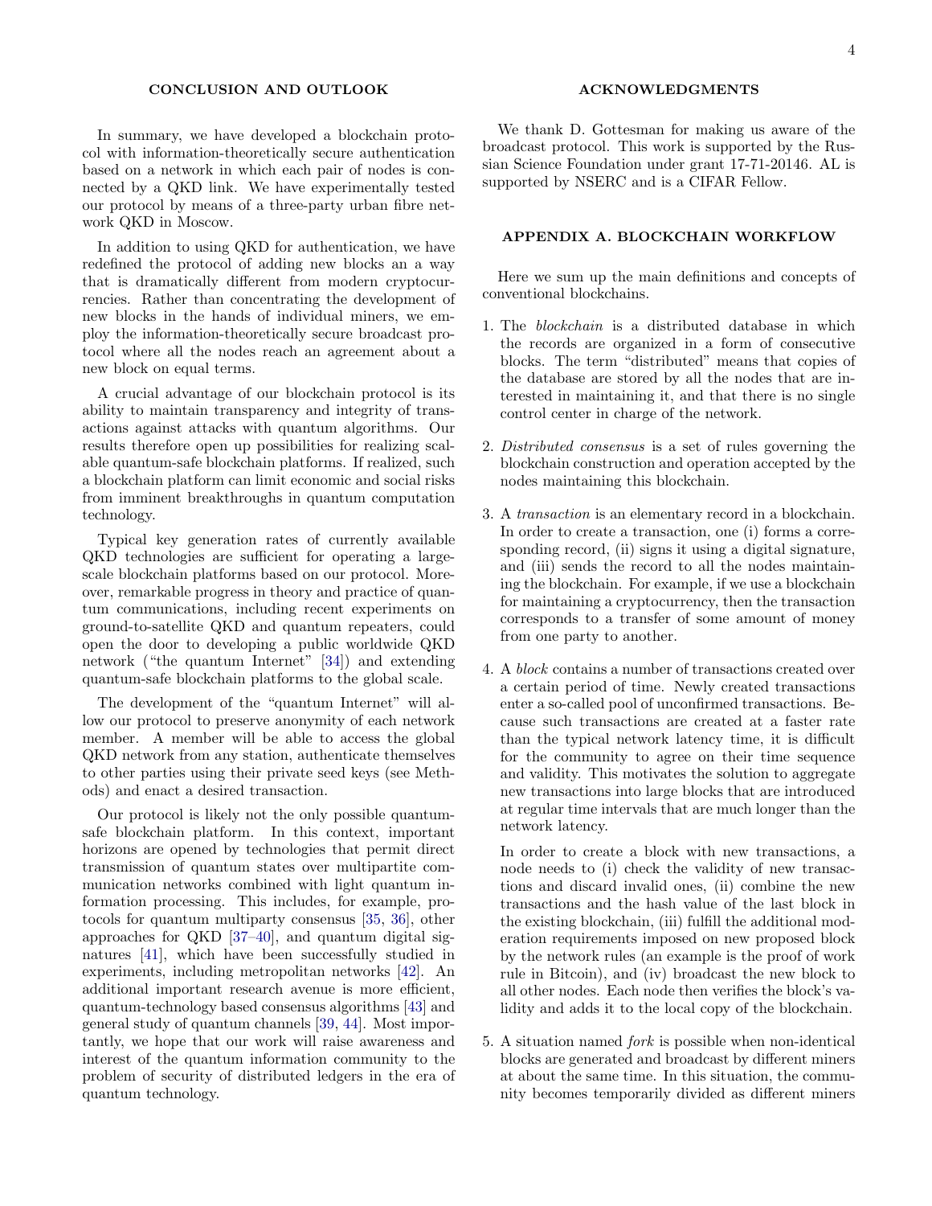## CONCLUSION AND OUTLOOK

In summary, we have developed a blockchain protocol with information-theoretically secure authentication based on a network in which each pair of nodes is connected by a QKD link. We have experimentally tested our protocol by means of a three-party urban fibre network QKD in Moscow.

In addition to using QKD for authentication, we have redefined the protocol of adding new blocks an a way that is dramatically different from modern cryptocurrencies. Rather than concentrating the development of new blocks in the hands of individual miners, we employ the information-theoretically secure broadcast protocol where all the nodes reach an agreement about a new block on equal terms.

A crucial advantage of our blockchain protocol is its ability to maintain transparency and integrity of transactions against attacks with quantum algorithms. Our results therefore open up possibilities for realizing scalable quantum-safe blockchain platforms. If realized, such a blockchain platform can limit economic and social risks from imminent breakthroughs in quantum computation technology.

Typical key generation rates of currently available QKD technologies are sufficient for operating a large-scale blockchain platforms based on our protocol. Moreover, remarkable progress in theory and practice of quantum communications, including recent experiments on ground-to-satellite QKD and quantum repeaters, could open the door to developing a public worldwide QKD network ("the quantum Internet" [34]) and extending quantum-safe blockchain platforms to the global scale.

The development of the "quantum Internet" will allow our protocol to preserve anonymity of each network member. A member will be able to access the global QKD network from any station, authenticate themselves to other parties using their private seed keys (see Methods) and enact a desired transaction.

Our protocol is likely not the only possible quantum-safe blockchain platform. In this context, important horizons are opened by technologies that permit direct transmission of quantum states over multipartite communication networks combined with light quantum information processing. This includes, for example, protocols for quantum multiparty consensus [35, 36], other approaches for QKD [37–40], and quantum digital signatures [41], which have been successfully studied in experiments, including metropolitan networks [42]. An additional important research avenue is more efficient, quantum-technology based consensus algorithms [43] and general study of quantum channels [39, 44]. Most importantly, we hope that our work will raise awareness and interest of the quantum information community to the problem of security of distributed ledgers in the era of quantum technology.

## ACKNOWLEDGMENTS

We thank D. Gottesman for making us aware of the broadcast protocol. This work is supported by the Russian Science Foundation under grant 17-71-20146. AL is supported by NSERC and is a CIFAR Fellow.

## APPENDIX A. BLOCKCHAIN WORKFLOW

Here we sum up the main definitions and concepts of conventional blockchains.

1. The *blockchain* is a distributed database in which the records are organized in a form of consecutive blocks. The term "distributed" means that copies of the database are stored by all the nodes that are interested in maintaining it, and that there is no single control center in charge of the network.

2. *Distributed consensus* is a set of rules governing the blockchain construction and operation accepted by the nodes maintaining this blockchain.

3. A *transaction* is an elementary record in a blockchain. In order to create a transaction, one (i) forms a corresponding record, (ii) signs it using a digital signature, and (iii) sends the record to all the nodes maintaining the blockchain. For example, if we use a blockchain for maintaining a cryptocurrency, then the transaction corresponds to a transfer of some amount of money from one party to another.

4. A *block* contains a number of transactions created over a certain period of time. Newly created transactions enter a so-called pool of unconfirmed transactions. Because such transactions are created at a faster rate than the typical network latency time, it is difficult for the community to agree on their time sequence and validity. This motivates the solution to aggregate new transactions into large blocks that are introduced at regular time intervals that are much longer than the network latency.

   In order to create a block with new transactions, a node needs to (i) check the validity of new transactions and discard invalid ones, (ii) combine the new transactions and the hash value of the last block in the existing blockchain, (iii) fulfill the additional moderation requirements imposed on new proposed block by the network rules (an example is the proof of work rule in Bitcoin), and (iv) broadcast the new block to all other nodes. Each node then verifies the block's validity and adds it to the local copy of the blockchain.

5. A situation named *fork* is possible when non-identical blocks are generated and broadcast by different miners at about the same time. In this situation, the community becomes temporarily divided as different miners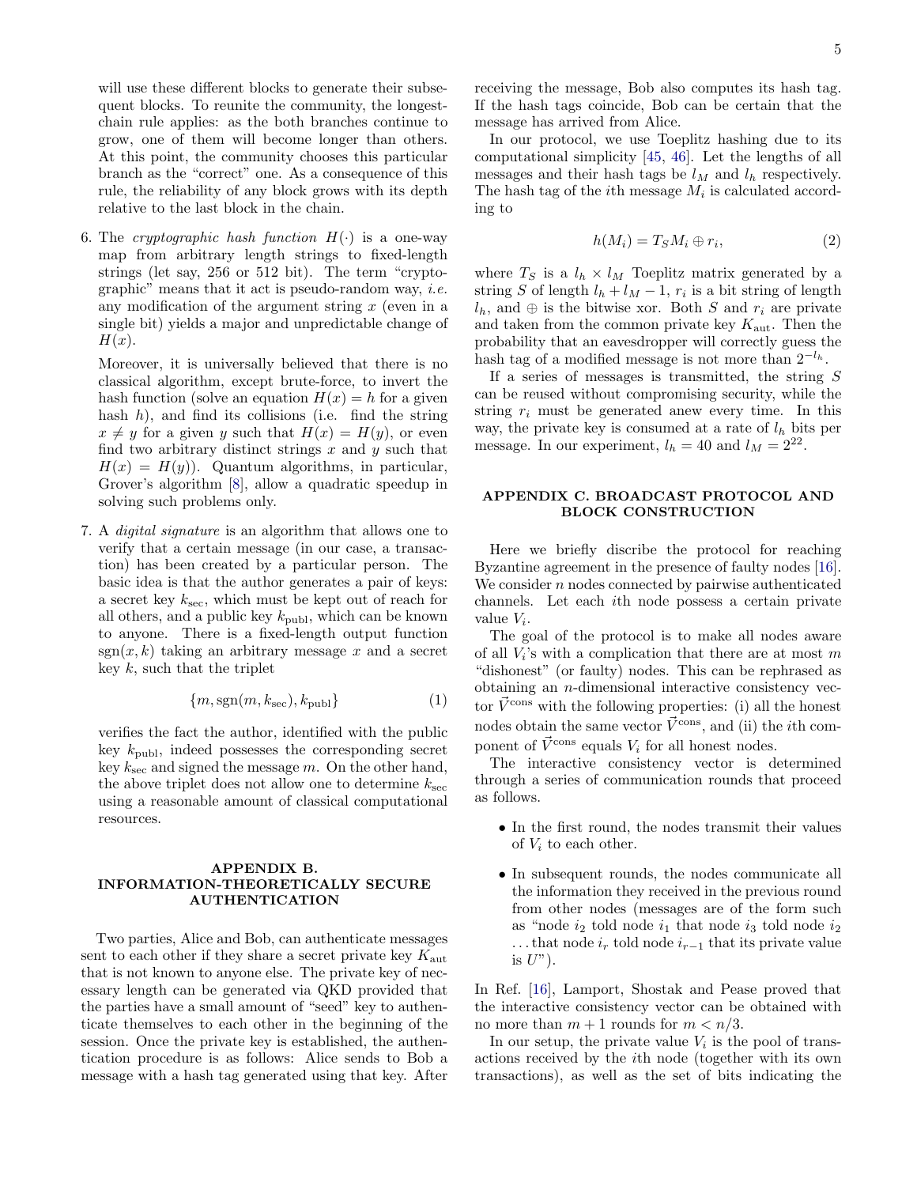will use these different blocks to generate their subsequent blocks. To reunite the community, the longest-chain rule applies: as the both branches continue to grow, one of them will become longer than others. At this point, the community chooses this particular branch as the "correct" one. As a consequence of this rule, the reliability of any block grows with its depth relative to the last block in the chain.

6. The *cryptographic hash function* $H(\cdot)$ is a one-way map from arbitrary length strings to fixed-length strings (let say, 256 or 512 bit). The term "cryptographic" means that it act is pseudo-random way, *i.e.* any modification of the argument string $x$ (even in a single bit) yields a major and unpredictable change of $H(x)$.

   Moreover, it is universally believed that there is no classical algorithm, except brute-force, to invert the hash function (solve an equation $H(x) = h$ for a given hash $h$), and find its collisions (i.e. find the string $x \neq y$ for a given $y$ such that $H(x) = H(y)$, or even find two arbitrary distinct strings $x$ and $y$ such that $H(x) = H(y)$). Quantum algorithms, in particular, Grover's algorithm [8], allow a quadratic speedup in solving such problems only.

7. A *digital signature* is an algorithm that allows one to verify that a certain message (in our case, a transaction) has been created by a particular person. The basic idea is that the author generates a pair of keys: a secret key $k_{\rm sec}$, which must be kept out of reach for all others, and a public key $k_{\rm publ}$, which can be known to anyone. There is a fixed-length output function $\mathrm{sgn}(x, k)$ taking an arbitrary message $x$ and a secret key $k$, such that the triplet

   $$\{m, \mathrm{sgn}(m, k_{\rm sec}), k_{\rm publ}\} \quad (1)$$

   verifies the fact the author, identified with the public key $k_{\rm publ}$, indeed possesses the corresponding secret key $k_{\rm sec}$ and signed the message $m$. On the other hand, the above triplet does not allow one to determine $k_{\rm sec}$ using a reasonable amount of classical computational resources.

## APPENDIX B. INFORMATION-THEORETICALLY SECURE AUTHENTICATION

Two parties, Alice and Bob, can authenticate messages sent to each other if they share a secret private key $K_{\rm aut}$ that is not known to anyone else. The private key of necessary length can be generated via QKD provided that the parties have a small amount of "seed" key to authenticate themselves to each other in the beginning of the session. Once the private key is established, the authentication procedure is as follows: Alice sends to Bob a message with a hash tag generated using that key. After receiving the message, Bob also computes its hash tag. If the hash tags coincide, Bob can be certain that the message has arrived from Alice.

In our protocol, we use Toeplitz hashing due to its computational simplicity [45, 46]. Let the lengths of all messages and their hash tags be $l_M$ and $l_h$ respectively. The hash tag of the $i$th message $M_i$ is calculated according to

$$h(M_i) = T_S M_i \oplus r_i, \quad (2)$$

where $T_S$ is a $l_h \times l_M$ Toeplitz matrix generated by a string $S$ of length $l_h + l_M - 1$, $r_i$ is a bit string of length $l_h$, and $\oplus$ is the bitwise xor. Both $S$ and $r_i$ are private and taken from the common private key $K_{\rm aut}$. Then the probability that an eavesdropper will correctly guess the hash tag of a modified message is not more than $2^{-l_h}$.

If a series of messages is transmitted, the string $S$ can be reused without compromising security, while the string $r_i$ must be generated anew every time. In this way, the private key is consumed at a rate of $l_h$ bits per message. In our experiment, $l_h = 40$ and $l_M = 2^{22}$.

## APPENDIX C. BROADCAST PROTOCOL AND BLOCK CONSTRUCTION

Here we briefly discribe the protocol for reaching Byzantine agreement in the presence of faulty nodes [16]. We consider $n$ nodes connected by pairwise authenticated channels. Let each $i$th node possess a certain private value $V_i$.

The goal of the protocol is to make all nodes aware of all $V_i$'s with a complication that there are at most $m$ "dishonest" (or faulty) nodes. This can be rephrased as obtaining an $n$-dimensional interactive consistency vector $\vec{V}^{\rm cons}$ with the following properties: (i) all the honest nodes obtain the same vector $\vec{V}^{\rm cons}$, and (ii) the $i$th component of $\vec{V}^{\rm cons}$ equals $V_i$ for all honest nodes.

The interactive consistency vector is determined through a series of communication rounds that proceed as follows.

- In the first round, the nodes transmit their values of $V_i$ to each other.
- In subsequent rounds, the nodes communicate all the information they received in the previous round from other nodes (messages are of the form such as "node $i_2$ told node $i_1$ that node $i_3$ told node $i_2$ ... that node $i_r$ told node $i_{r-1}$ that its private value is $U$").

In Ref. [16], Lamport, Shostak and Pease proved that the interactive consistency vector can be obtained with no more than $m + 1$ rounds for $m < n/3$.

In our setup, the private value $V_i$ is the pool of transactions received by the $i$th node (together with its own transactions), as well as the set of bits indicating the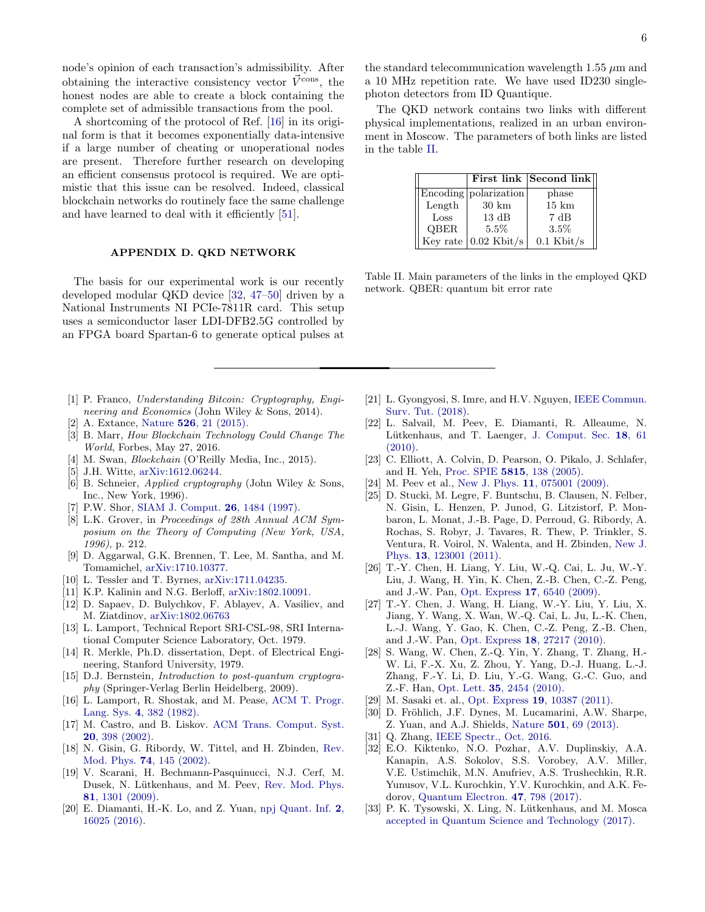node's opinion of each transaction's admissibility. After obtaining the interactive consistency vector $\vec{V}^{\rm cons}$, the honest nodes are able to create a block containing the complete set of admissible transactions from the pool.

A shortcoming of the protocol of Ref. [16] in its original form is that it becomes exponentially data-intensive if a large number of cheating or unoperational nodes are present. Therefore further research on developing an efficient consensus protocol is required. We are optimistic that this issue can be resolved. Indeed, classical blockchain networks do routinely face the same challenge and have learned to deal with it efficiently [51].

## APPENDIX D. QKD NETWORK

The basis for our experimental work is our recently developed modular QKD device [32, 47–50] driven by a National Instruments NI PCIe-7811R card. This setup uses a semiconductor laser LDI-DFB2.5G controlled by an FPGA board Spartan-6 to generate optical pulses at the standard telecommunication wavelength 1.55 $\mu$m and a 10 MHz repetition rate. We have used ID230 single-photon detectors from ID Quantique.

The QKD network contains two links with different physical implementations, realized in an urban environment in Moscow. The parameters of both links are listed in the table II.

| | **First link** | **Second link** |
|---|---|---|
| Encoding | polarization | phase |
| Length | 30 km | 15 km |
| Loss | 13 dB | 7 dB |
| QBER | 5.5% | 3.5% |
| Key rate | 0.02 Kbit/s | 0.1 Kbit/s |

Table II. Main parameters of the links in the employed QKD network. QBER: quantum bit error rate

---

[1] P. Franco, *Understanding Bitcoin: Cryptography, Engineering and Economics* (John Wiley & Sons, 2014).
[2] A. Extance, Nature **526**, 21 (2015).
[3] B. Marr, *How Blockchain Technology Could Change The World*, Forbes, May 27, 2016.
[4] M. Swan, *Blockchain* (O'Reilly Media, Inc., 2015).
[5] J.H. Witte, arXiv:1612.06244.
[6] B. Schneier, *Applied cryptography* (John Wiley & Sons, Inc., New York, 1996).
[7] P.W. Shor, SIAM J. Comput. **26**, 1484 (1997).
[8] L.K. Grover, in *Proceedings of 28th Annual ACM Symposium on the Theory of Computing (New York, USA, 1996)*, p. 212.
[9] D. Aggarwal, G.K. Brennen, T. Lee, M. Santha, and M. Tomamichel, arXiv:1710.10377.
[10] L. Tessler and T. Byrnes, arXiv:1711.04235.
[11] K.P. Kalinin and N.G. Berloff, arXiv:1802.10091.
[12] D. Sapaev, D. Bulychkov, F. Ablayev, A. Vasiliev, and M. Ziatdinov, arXiv:1802.06763
[13] L. Lamport, Technical Report SRI-CSL-98, SRI International Computer Science Laboratory, Oct. 1979.
[14] R. Merkle, Ph.D. dissertation, Dept. of Electrical Engineering, Stanford University, 1979.
[15] D.J. Bernstein, *Introduction to post-quantum cryptography* (Springer-Verlag Berlin Heidelberg, 2009).
[16] L. Lamport, R. Shostak, and M. Pease, ACM T. Progr. Lang. Sys. **4**, 382 (1982).
[17] M. Castro, and B. Liskov. ACM Trans. Comput. Syst. **20**, 398 (2002).
[18] N. Gisin, G. Ribordy, W. Tittel, and H. Zbinden, Rev. Mod. Phys. **74**, 145 (2002).
[19] V. Scarani, H. Bechmann-Pasquinucci, N.J. Cerf, M. Dusek, N. Lütkenhaus, and M. Peev, Rev. Mod. Phys. **81**, 1301 (2009).
[20] E. Diamanti, H.-K. Lo, and Z. Yuan, npj Quant. Inf. **2**, 16025 (2016).
[21] L. Gyongyosi, S. Imre, and H.V. Nguyen, IEEE Commun. Surv. Tut. (2018).
[22] L. Salvail, M. Peev, E. Diamanti, R. Alleaume, N. Lütkenhaus, and T. Laenger, J. Comput. Sec. **18**, 61 (2010).
[23] C. Elliott, A. Colvin, D. Pearson, O. Pikalo, J. Schlafer, and H. Yeh, Proc. SPIE **5815**, 138 (2005).
[24] M. Peev et al., New J. Phys. **11**, 075001 (2009).
[25] D. Stucki, M. Legre, F. Buntschu, B. Clausen, N. Felber, N. Gisin, L. Henzen, P. Junod, G. Litzistorf, P. Monbaron, L. Monat, J.-B. Page, D. Perroud, G. Ribordy, A. Rochas, S. Robyr, J. Tavares, R. Thew, P. Trinkler, S. Ventura, R. Voirol, N. Walenta, and H. Zbinden, New J. Phys. **13**, 123001 (2011).
[26] T.-Y. Chen, H. Liang, Y. Liu, W.-Q. Cai, L. Ju, W.-Y. Liu, J. Wang, H. Yin, K. Chen, Z.-B. Chen, C.-Z. Peng, and J.-W. Pan, Opt. Express **17**, 6540 (2009).
[27] T.-Y. Chen, J. Wang, H. Liang, W.-Y. Liu, Y. Liu, X. Jiang, Y. Wang, X. Wan, W.-Q. Cai, L. Ju, L.-K. Chen, L.-J. Wang, Y. Gao, K. Chen, C.-Z. Peng, Z.-B. Chen, and J.-W. Pan, Opt. Express **18**, 27217 (2010).
[28] S. Wang, W. Chen, Z.-Q. Yin, Y. Zhang, T. Zhang, H.-W. Li, F.-X. Xu, Z. Zhou, Y. Yang, D.-J. Huang, L.-J. Zhang, F.-Y. Li, D. Liu, Y.-G. Wang, G.-C. Guo, and Z.-F. Han, Opt. Lett. **35**, 2454 (2010).
[29] M. Sasaki et al., Opt. Express **19**, 10387 (2011).
[30] D. Fröhlich, J.F. Dynes, M. Lucamarini, A.W. Sharpe, Z. Yuan, and A.J. Shields, Nature **501**, 69 (2013).
[31] Q. Zhang, IEEE Spectr., Oct. 2016.
[32] E.O. Kiktenko, N.O. Pozhar, A.V. Duplinskiy, A.A. Kanapin, A.S. Sokolov, S.S. Vorobey, A.V. Miller, V.E. Ustimchik, M.N. Anufriev, A.S. Trushechkin, R.R. Yunusov, V.L. Kurochkin, Y.V. Kurochkin, and A.K. Fedorov, Quantum Electron. **47**, 798 (2017).
[33] P. K. Tysowski, X. Ling, N. Lütkenhaus, and M. Mosca accepted in Quantum Science and Technology (2017).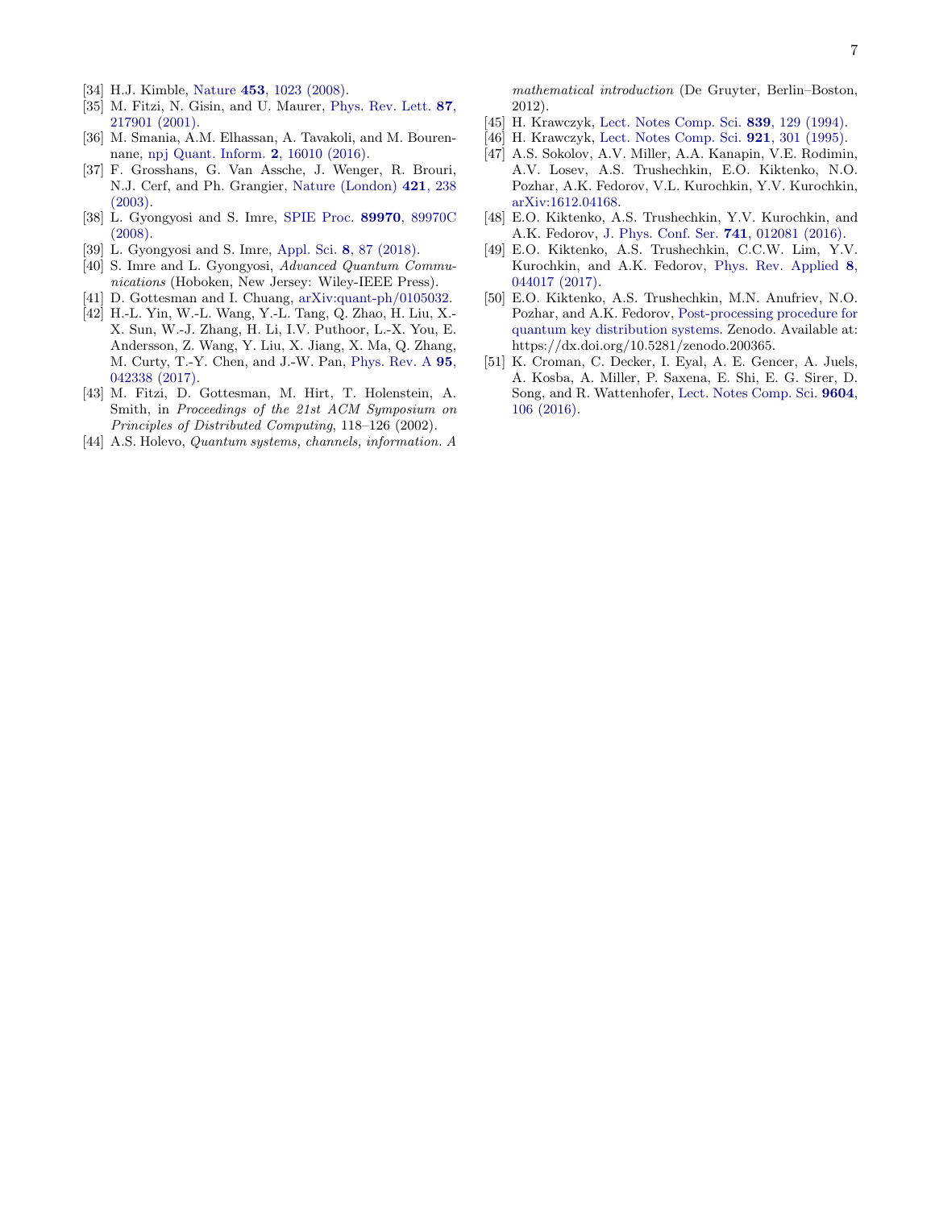[34] H.J. Kimble, Nature **453**, 1023 (2008).

[35] M. Fitzi, N. Gisin, and U. Maurer, Phys. Rev. Lett. **87**, 217901 (2001).

[36] M. Smania, A.M. Elhassan, A. Tavakoli, and M. Bourennane, npj Quant. Inform. **2**, 16010 (2016).

[37] F. Grosshans, G. Van Assche, J. Wenger, R. Brouri, N.J. Cerf, and Ph. Grangier, Nature (London) **421**, 238 (2003).

[38] L. Gyongyosi and S. Imre, SPIE Proc. **89970**, 89970C (2008).

[39] L. Gyongyosi and S. Imre, Appl. Sci. **8**, 87 (2018).

[40] S. Imre and L. Gyongyosi, *Advanced Quantum Communications* (Hoboken, New Jersey: Wiley-IEEE Press).

[41] D. Gottesman and I. Chuang, arXiv:quant-ph/0105032.

[42] H.-L. Yin, W.-L. Wang, Y.-L. Tang, Q. Zhao, H. Liu, X.-X. Sun, W.-J. Zhang, H. Li, I.V. Puthoor, L.-X. You, E. Andersson, Z. Wang, Y. Liu, X. Jiang, X. Ma, Q. Zhang, M. Curty, T.-Y. Chen, and J.-W. Pan, Phys. Rev. A **95**, 042338 (2017).

[43] M. Fitzi, D. Gottesman, M. Hirt, T. Holenstein, A. Smith, in *Proceedings of the 21st ACM Symposium on Principles of Distributed Computing*, 118–126 (2002).

[44] A.S. Holevo, *Quantum systems, channels, information. A mathematical introduction* (De Gruyter, Berlin–Boston, 2012).

[45] H. Krawczyk, Lect. Notes Comp. Sci. **839**, 129 (1994).

[46] H. Krawczyk, Lect. Notes Comp. Sci. **921**, 301 (1995).

[47] A.S. Sokolov, A.V. Miller, A.A. Kanapin, V.E. Rodimin, A.V. Losev, A.S. Trushechkin, E.O. Kiktenko, N.O. Pozhar, A.K. Fedorov, V.L. Kurochkin, Y.V. Kurochkin, arXiv:1612.04168.

[48] E.O. Kiktenko, A.S. Trushechkin, Y.V. Kurochkin, and A.K. Fedorov, J. Phys. Conf. Ser. **741**, 012081 (2016).

[49] E.O. Kiktenko, A.S. Trushechkin, C.C.W. Lim, Y.V. Kurochkin, and A.K. Fedorov, Phys. Rev. Applied **8**, 044017 (2017).

[50] E.O. Kiktenko, A.S. Trushechkin, M.N. Anufriev, N.O. Pozhar, and A.K. Fedorov, Post-processing procedure for quantum key distribution systems. Zenodo. Available at: https://dx.doi.org/10.5281/zenodo.200365.

[51] K. Croman, C. Decker, I. Eyal, A. E. Gencer, A. Juels, A. Kosba, A. Miller, P. Saxena, E. Shi, E. G. Sirer, D. Song, and R. Wattenhofer, Lect. Notes Comp. Sci. **9604**, 106 (2016).